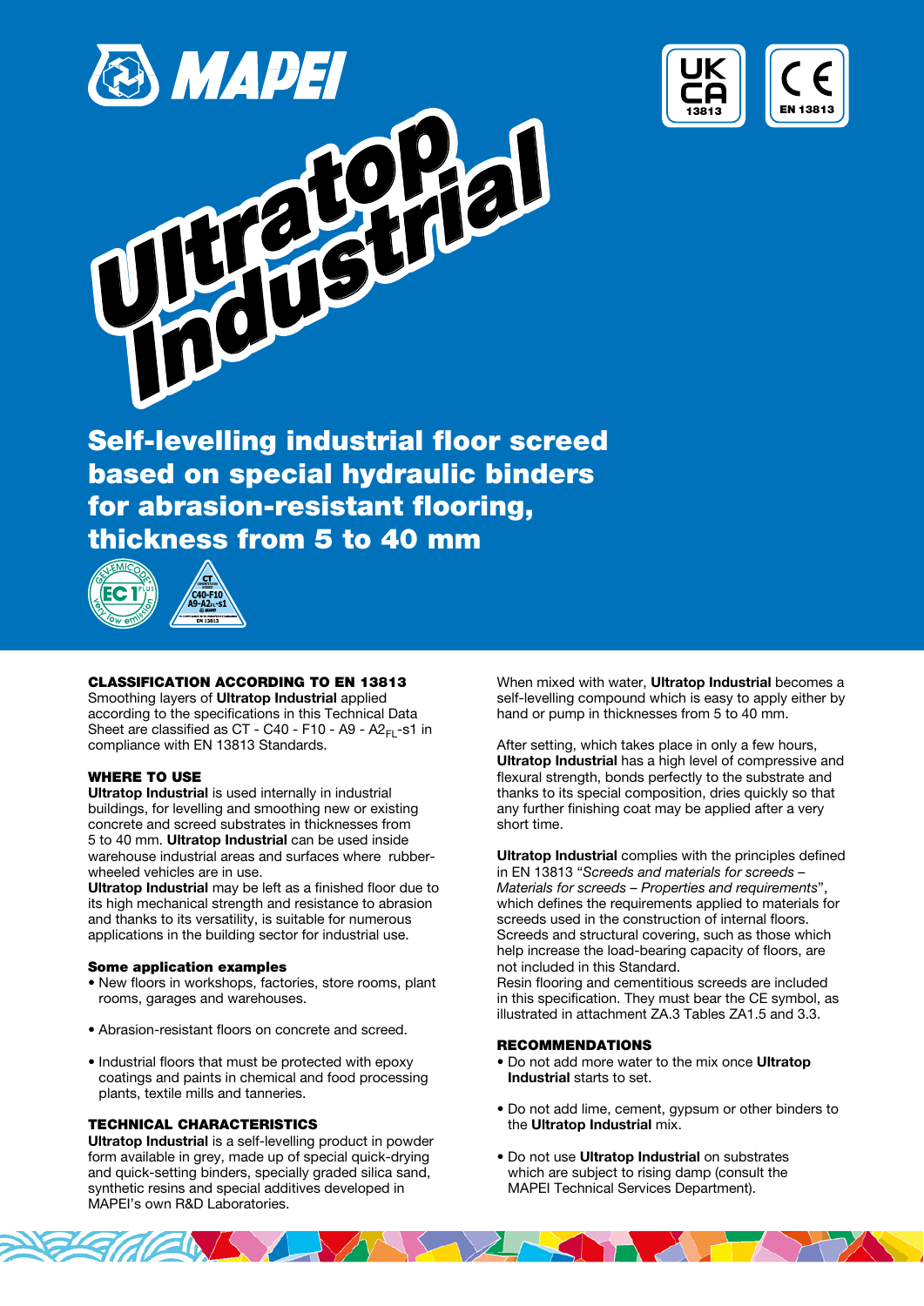# Ultratop Industrial

## Self-levelling industrial floor screed based on special hydraulic binders for abrasion-resistant flooring, thickness from 5 to 40 mm

### CLASSIFICATION ACCORDING TO EN 13813

Smoothing layers of **Ultratop Industrial** applied according to the specifications in this Technical Data Sheet are classified as CT - C40 - F10 - A9 - $A2_{FL}$-s1 in compliance with EN 13813 Standards.

### WHERE TO USE

**Ultratop Industrial** is used internally in industrial buildings, for levelling and smoothing new or existing concrete and screed substrates in thicknesses from 5 to 40 mm. **Ultratop Industrial** can be used inside warehouse industrial areas and surfaces where rubber-wheeled vehicles are in use.

**Ultratop Industrial** may be left as a finished floor due to its high mechanical strength and resistance to abrasion and thanks to its versatility, is suitable for numerous applications in the building sector for industrial use.

#### Some application examples

- New floors in workshops, factories, store rooms, plant rooms, garages and warehouses.
- Abrasion-resistant floors on concrete and screed.
- Industrial floors that must be protected with epoxy coatings and paints in chemical and food processing plants, textile mills and tanneries.

### TECHNICAL CHARACTERISTICS

**Ultratop Industrial** is a self-levelling product in powder form available in grey, made up of special quick-drying and quick-setting binders, specially graded silica sand, synthetic resins and special additives developed in MAPEI's own R&D Laboratories.

When mixed with water, **Ultratop Industrial** becomes a self-levelling compound which is easy to apply either by hand or pump in thicknesses from 5 to 40 mm.

After setting, which takes place in only a few hours, **Ultratop Industrial** has a high level of compressive and flexural strength, bonds perfectly to the substrate and thanks to its special composition, dries quickly so that any further finishing coat may be applied after a very short time.

**Ultratop Industrial** complies with the principles defined in EN 13813 "*Screeds and materials for screeds – Materials for screeds – Properties and requirements*", which defines the requirements applied to materials for screeds used in the construction of internal floors. Screeds and structural covering, such as those which help increase the load-bearing capacity of floors, are not included in this Standard.

Resin flooring and cementitious screeds are included in this specification. They must bear the CE symbol, as illustrated in attachment ZA.3 Tables ZA1.5 and 3.3.

### RECOMMENDATIONS

- Do not add more water to the mix once **Ultratop Industrial** starts to set.
- Do not add lime, cement, gypsum or other binders to the **Ultratop Industrial** mix.
- Do not use **Ultratop Industrial** on substrates which are subject to rising damp (consult the MAPEI Technical Services Department).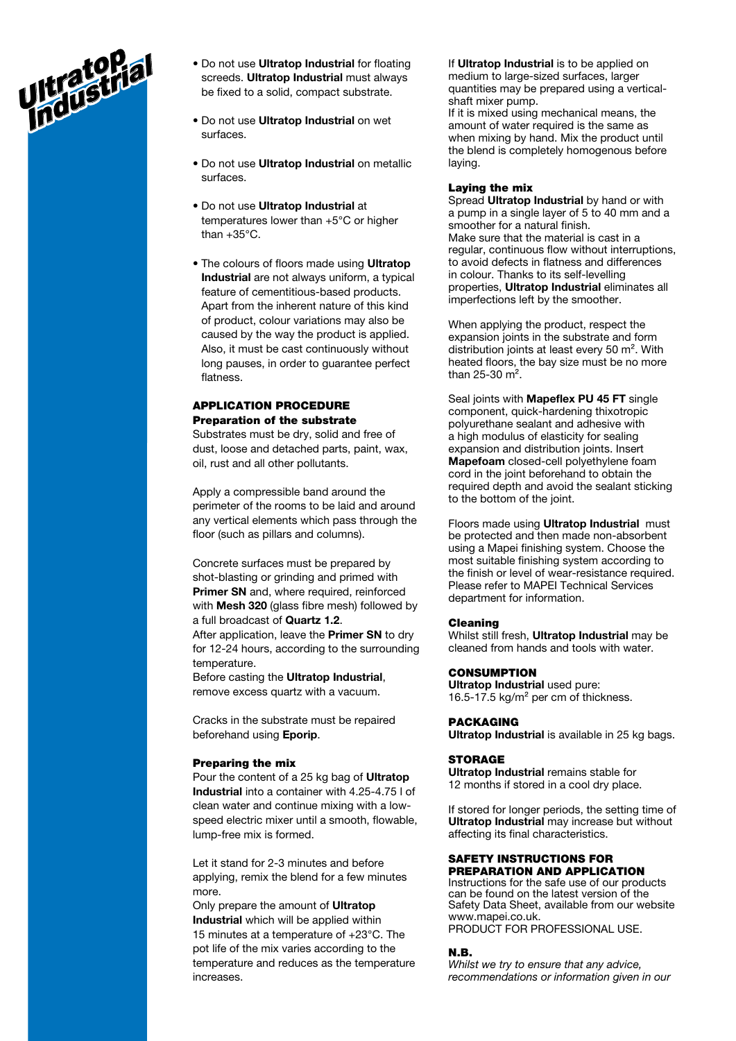- Do not use **Ultratop Industrial** for floating screeds. **Ultratop Industrial** must always be fixed to a solid, compact substrate.

- Do not use **Ultratop Industrial** on wet surfaces.

- Do not use **Ultratop Industrial** on metallic surfaces.

- Do not use **Ultratop Industrial** at temperatures lower than +5°C or higher than +35°C.

- The colours of floors made using **Ultratop Industrial** are not always uniform, a typical feature of cementitious-based products. Apart from the inherent nature of this kind of product, colour variations may also be caused by the way the product is applied. Also, it must be cast continuously without long pauses, in order to guarantee perfect flatness.

## APPLICATION PROCEDURE

### Preparation of the substrate

Substrates must be dry, solid and free of dust, loose and detached parts, paint, wax, oil, rust and all other pollutants.

Apply a compressible band around the perimeter of the rooms to be laid and around any vertical elements which pass through the floor (such as pillars and columns).

Concrete surfaces must be prepared by shot-blasting or grinding and primed with **Primer SN** and, where required, reinforced with **Mesh 320** (glass fibre mesh) followed by a full broadcast of **Quartz 1.2**.
After application, leave the **Primer SN** to dry for 12-24 hours, according to the surrounding temperature.
Before casting the **Ultratop Industrial**, remove excess quartz with a vacuum.

Cracks in the substrate must be repaired beforehand using **Eporip**.

### Preparing the mix

Pour the content of a 25 kg bag of **Ultratop Industrial** into a container with 4.25-4.75 l of clean water and continue mixing with a low-speed electric mixer until a smooth, flowable, lump-free mix is formed.

Let it stand for 2-3 minutes and before applying, remix the blend for a few minutes more.
Only prepare the amount of **Ultratop Industrial** which will be applied within 15 minutes at a temperature of +23°C. The pot life of the mix varies according to the temperature and reduces as the temperature increases.

If **Ultratop Industrial** is to be applied on medium to large-sized surfaces, larger quantities may be prepared using a vertical-shaft mixer pump.
If it is mixed using mechanical means, the amount of water required is the same as when mixing by hand. Mix the product until the blend is completely homogenous before laying.

### Laying the mix

Spread **Ultratop Industrial** by hand or with a pump in a single layer of 5 to 40 mm and a smoother for a natural finish.
Make sure that the material is cast in a regular, continuous flow without interruptions, to avoid defects in flatness and differences in colour. Thanks to its self-levelling properties, **Ultratop Industrial** eliminates all imperfections left by the smoother.

When applying the product, respect the expansion joints in the substrate and form distribution joints at least every 50 m². With heated floors, the bay size must be no more than 25-30 m².

Seal joints with **Mapeflex PU 45 FT** single component, quick-hardening thixotropic polyurethane sealant and adhesive with a high modulus of elasticity for sealing expansion and distribution joints. Insert **Mapefoam** closed-cell polyethylene foam cord in the joint beforehand to obtain the required depth and avoid the sealant sticking to the bottom of the joint.

Floors made using **Ultratop Industrial** must be protected and then made non-absorbent using a Mapei finishing system. Choose the most suitable finishing system according to the finish or level of wear-resistance required. Please refer to MAPEI Technical Services department for information.

### Cleaning

Whilst still fresh, **Ultratop Industrial** may be cleaned from hands and tools with water.

## CONSUMPTION

**Ultratop Industrial** used pure:
16.5-17.5 kg/m² per cm of thickness.

## PACKAGING

**Ultratop Industrial** is available in 25 kg bags.

## STORAGE

**Ultratop Industrial** remains stable for 12 months if stored in a cool dry place.

If stored for longer periods, the setting time of **Ultratop Industrial** may increase but without affecting its final characteristics.

## SAFETY INSTRUCTIONS FOR PREPARATION AND APPLICATION

Instructions for the safe use of our products can be found on the latest version of the Safety Data Sheet, available from our website www.mapei.co.uk.
PRODUCT FOR PROFESSIONAL USE.

## N.B.

*Whilst we try to ensure that any advice, recommendations or information given in our*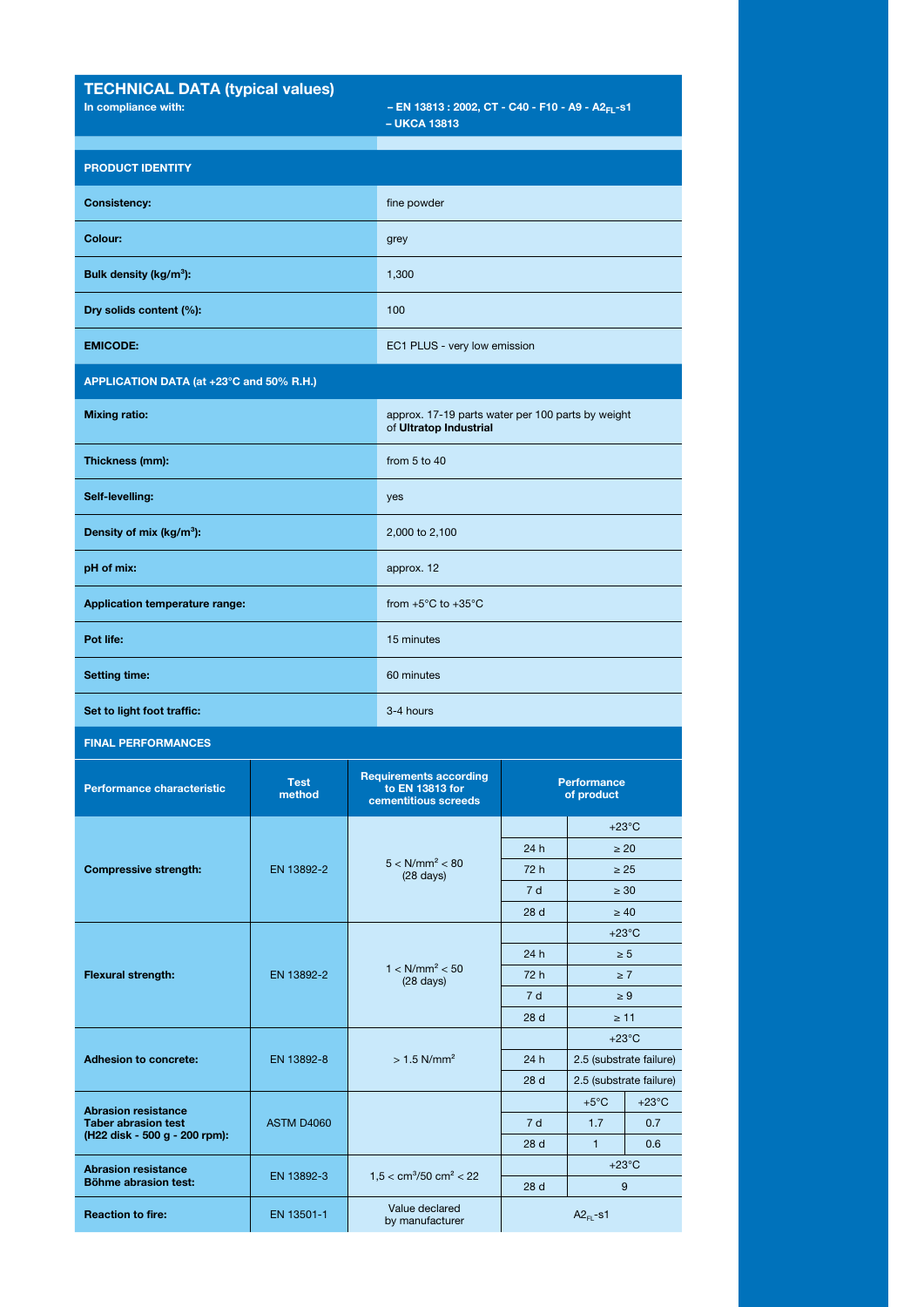## TECHNICAL DATA (typical values)

| In compliance with: | – EN 13813 : 2002, CT - C40 - F10 - A9 - $A2_{FL}$-s1<br>– UKCA 13813 |
|---|---|
| **PRODUCT IDENTITY** | |
| **Consistency:** | fine powder |
| **Colour:** | grey |
| **Bulk density (kg/m³):** | 1,300 |
| **Dry solids content (%):** | 100 |
| **EMICODE:** | EC1 PLUS - very low emission |
| **APPLICATION DATA (at +23°C and 50% R.H.)** | |
| **Mixing ratio:** | approx. 17-19 parts water per 100 parts by weight of **Ultratop Industrial** |
| **Thickness (mm):** | from 5 to 40 |
| **Self-levelling:** | yes |
| **Density of mix (kg/m³):** | 2,000 to 2,100 |
| **pH of mix:** | approx. 12 |
| **Application temperature range:** | from +5°C to +35°C |
| **Pot life:** | 15 minutes |
| **Setting time:** | 60 minutes |
| **Set to light foot traffic:** | 3-4 hours |

**FINAL PERFORMANCES**

| Performance characteristic | Test method | Requirements according to EN 13813 for cementitious screeds | Performance of product | | |
|---|---|---|---|---|---|
| **Compressive strength:** | EN 13892-2 | 5 < N/mm² < 80 (28 days) | | +23°C | |
| | | | 24 h | ≥ 20 | |
| | | | 72 h | ≥ 25 | |
| | | | 7 d | ≥ 30 | |
| | | | 28 d | ≥ 40 | |
| **Flexural strength:** | EN 13892-2 | 1 < N/mm² < 50 (28 days) | | +23°C | |
| | | | 24 h | ≥ 5 | |
| | | | 72 h | ≥ 7 | |
| | | | 7 d | ≥ 9 | |
| | | | 28 d | ≥ 11 | |
| **Adhesion to concrete:** | EN 13892-8 | > 1.5 N/mm² | | +23°C | |
| | | | 24 h | 2.5 (substrate failure) | |
| | | | 28 d | 2.5 (substrate failure) | |
| **Abrasion resistance Taber abrasion test (H22 disk - 500 g - 200 rpm):** | ASTM D4060 | | | +5°C | +23°C |
| | | | 7 d | 1.7 | 0.7 |
| | | | 28 d | 1 | 0.6 |
| **Abrasion resistance Böhme abrasion test:** | EN 13892-3 | 1,5 < cm³/50 cm² < 22 | | +23°C | |
| | | | 28 d | 9 | |
| **Reaction to fire:** | EN 13501-1 | Value declared by manufacturer | $A2_{FL}$-s1 | | |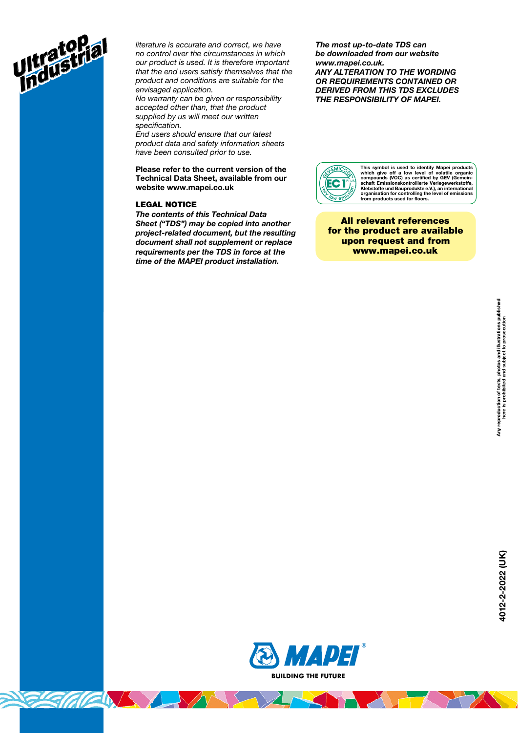*literature is accurate and correct, we have no control over the circumstances in which our product is used. It is therefore important that the end users satisfy themselves that the product and conditions are suitable for the envisaged application.*
*No warranty can be given or responsibility accepted other than, that the product supplied by us will meet our written specification.*
*End users should ensure that our latest product data and safety information sheets have been consulted prior to use.*

**Please refer to the current version of the Technical Data Sheet, available from our website www.mapei.co.uk**

**LEGAL NOTICE**

***The contents of this Technical Data Sheet ("TDS") may be copied into another project-related document, but the resulting document shall not supplement or replace requirements per the TDS in force at the time of the MAPEI product installation.***

***The most up-to-date TDS can be downloaded from our website www.mapei.co.uk.***
***ANY ALTERATION TO THE WORDING OR REQUIREMENTS CONTAINED OR DERIVED FROM THIS TDS EXCLUDES THE RESPONSIBILITY OF MAPEI.***

**This symbol is used to identify Mapei products which give off a low level of volatile organic compounds (VOC) as certified by GEV (Gemeinschaft Emissionskontrollierte Verlegewerkstoffe, Klebstoffe und Bauprodukte e.V.), an international organisation for controlling the level of emissions from products used for floors.**

**All relevant references for the product are available upon request and from www.mapei.co.uk**

Any reproduction of texts, photos and illustrations published here is prohibited and subject to prosecution

4012-2-2022 (UK)